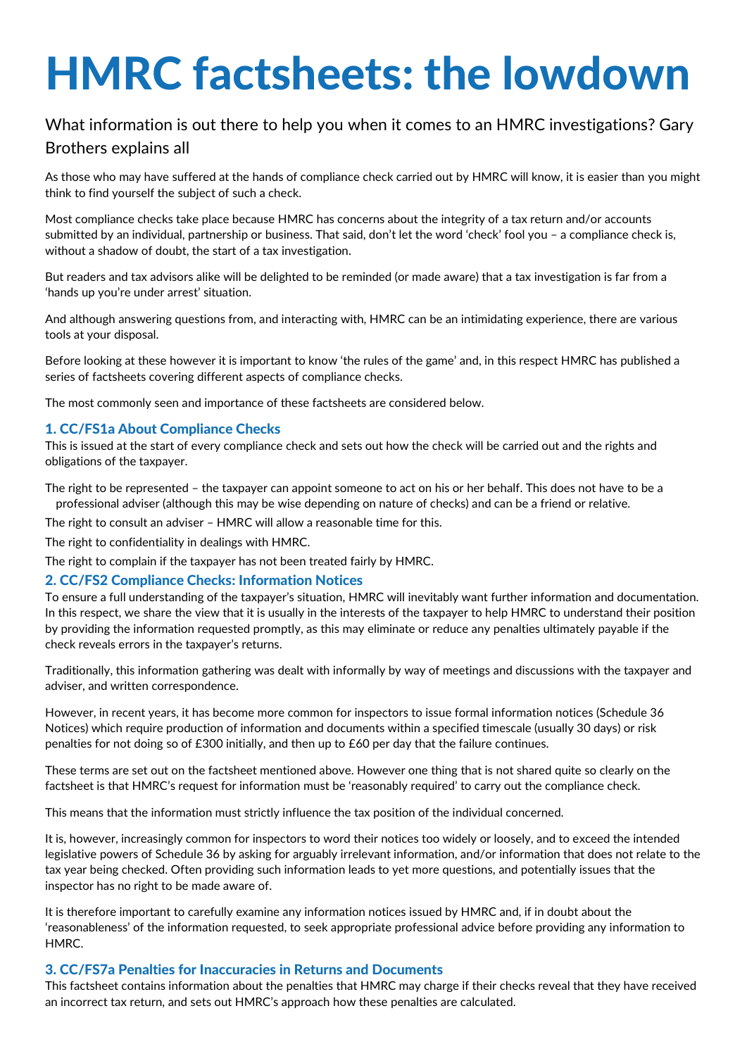# HMRC factsheets: the lowdown

What information is out there to help you when it comes to an HMRC investigations? Gary Brothers explains all

As those who may have suffered at the hands of compliance check carried out by HMRC will know, it is easier than you might think to find yourself the subject of such a check.

Most compliance checks take place because HMRC has concerns about the integrity of a tax return and/or accounts submitted by an individual, partnership or business. That said, don't let the word 'check' fool you – a compliance check is, without a shadow of doubt, the start of a tax investigation.

But readers and tax advisors alike will be delighted to be reminded (or made aware) that a tax investigation is far from a 'hands up you're under arrest' situation.

And although answering questions from, and interacting with, HMRC can be an intimidating experience, there are various tools at your disposal.

Before looking at these however it is important to know 'the rules of the game' and, in this respect HMRC has published a series of factsheets covering different aspects of compliance checks.

The most commonly seen and importance of these factsheets are considered below.

### 1. CC/FS1a About Compliance Checks

This is issued at the start of every compliance check and sets out how the check will be carried out and the rights and obligations of the taxpayer.

The right to be represented – the taxpayer can appoint someone to act on his or her behalf. This does not have to be a professional adviser (although this may be wise depending on nature of checks) and can be a friend or relative.

The right to consult an adviser – HMRC will allow a reasonable time for this.

The right to confidentiality in dealings with HMRC.

The right to complain if the taxpayer has not been treated fairly by HMRC.

### 2. CC/FS2 Compliance Checks: Information Notices

To ensure a full understanding of the taxpayer's situation, HMRC will inevitably want further information and documentation. In this respect, we share the view that it is usually in the interests of the taxpayer to help HMRC to understand their position by providing the information requested promptly, as this may eliminate or reduce any penalties ultimately payable if the check reveals errors in the taxpayer's returns.

Traditionally, this information gathering was dealt with informally by way of meetings and discussions with the taxpayer and adviser, and written correspondence.

However, in recent years, it has become more common for inspectors to issue formal information notices (Schedule 36 Notices) which require production of information and documents within a specified timescale (usually 30 days) or risk penalties for not doing so of £300 initially, and then up to £60 per day that the failure continues.

These terms are set out on the factsheet mentioned above. However one thing that is not shared quite so clearly on the factsheet is that HMRC's request for information must be 'reasonably required' to carry out the compliance check.

This means that the information must strictly influence the tax position of the individual concerned.

It is, however, increasingly common for inspectors to word their notices too widely or loosely, and to exceed the intended legislative powers of Schedule 36 by asking for arguably irrelevant information, and/or information that does not relate to the tax year being checked. Often providing such information leads to yet more questions, and potentially issues that the inspector has no right to be made aware of.

It is therefore important to carefully examine any information notices issued by HMRC and, if in doubt about the 'reasonableness' of the information requested, to seek appropriate professional advice before providing any information to HMRC.

### 3. CC/FS7a Penalties for Inaccuracies in Returns and Documents

This factsheet contains information about the penalties that HMRC may charge if their checks reveal that they have received an incorrect tax return, and sets out HMRC's approach how these penalties are calculated.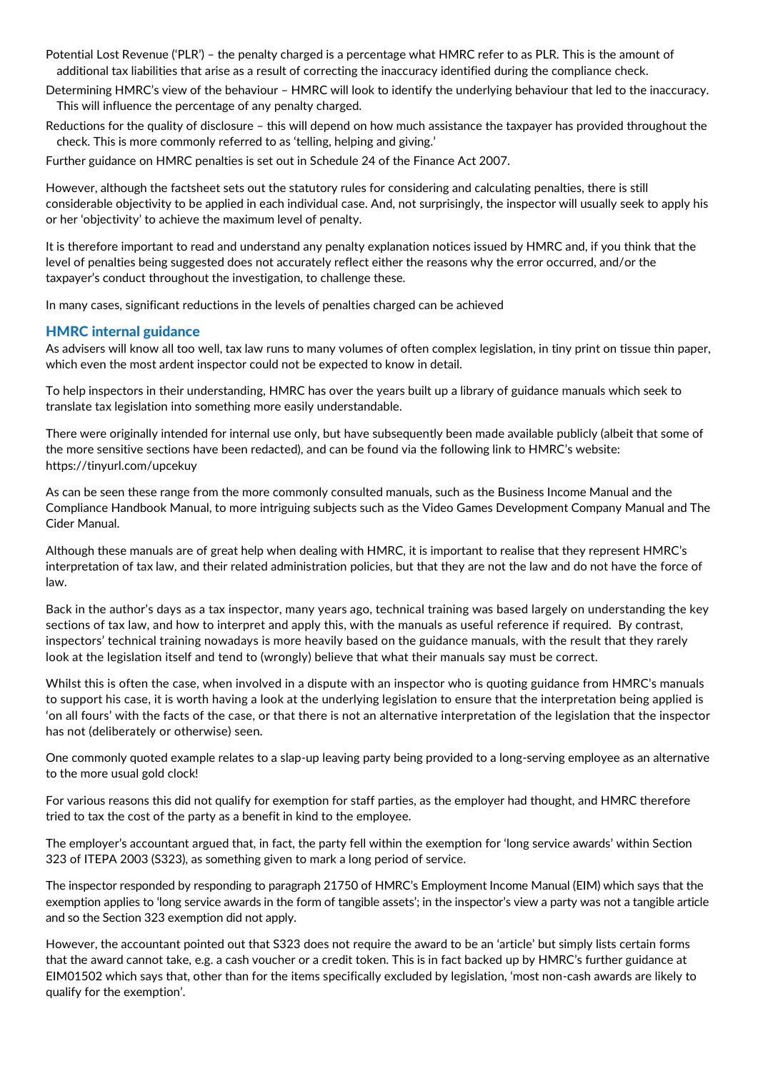- Potential Lost Revenue ('PLR') – the penalty charged is a percentage what HMRC refer to as PLR. This is the amount of additional tax liabilities that arise as a result of correcting the inaccuracy identified during the compliance check.
- Determining HMRC's view of the behaviour – HMRC will look to identify the underlying behaviour that led to the inaccuracy. This will influence the percentage of any penalty charged.
- Reductions for the quality of disclosure – this will depend on how much assistance the taxpayer has provided throughout the check. This is more commonly referred to as 'telling, helping and giving.'

Further guidance on HMRC penalties is set out in Schedule 24 of the Finance Act 2007.

However, although the factsheet sets out the statutory rules for considering and calculating penalties, there is still considerable objectivity to be applied in each individual case. And, not surprisingly, the inspector will usually seek to apply his or her 'objectivity' to achieve the maximum level of penalty.

It is therefore important to read and understand any penalty explanation notices issued by HMRC and, if you think that the level of penalties being suggested does not accurately reflect either the reasons why the error occurred, and/or the taxpayer's conduct throughout the investigation, to challenge these.

In many cases, significant reductions in the levels of penalties charged can be achieved

## HMRC internal guidance

As advisers will know all too well, tax law runs to many volumes of often complex legislation, in tiny print on tissue thin paper, which even the most ardent inspector could not be expected to know in detail.

To help inspectors in their understanding, HMRC has over the years built up a library of guidance manuals which seek to translate tax legislation into something more easily understandable.

There were originally intended for internal use only, but have subsequently been made available publicly (albeit that some of the more sensitive sections have been redacted), and can be found via the following link to HMRC's website: https://tinyurl.com/upcekuy

As can be seen these range from the more commonly consulted manuals, such as the Business Income Manual and the Compliance Handbook Manual, to more intriguing subjects such as the Video Games Development Company Manual and The Cider Manual.

Although these manuals are of great help when dealing with HMRC, it is important to realise that they represent HMRC's interpretation of tax law, and their related administration policies, but that they are not the law and do not have the force of law.

Back in the author's days as a tax inspector, many years ago, technical training was based largely on understanding the key sections of tax law, and how to interpret and apply this, with the manuals as useful reference if required. By contrast, inspectors' technical training nowadays is more heavily based on the guidance manuals, with the result that they rarely look at the legislation itself and tend to (wrongly) believe that what their manuals say must be correct.

Whilst this is often the case, when involved in a dispute with an inspector who is quoting guidance from HMRC's manuals to support his case, it is worth having a look at the underlying legislation to ensure that the interpretation being applied is 'on all fours' with the facts of the case, or that there is not an alternative interpretation of the legislation that the inspector has not (deliberately or otherwise) seen.

One commonly quoted example relates to a slap-up leaving party being provided to a long-serving employee as an alternative to the more usual gold clock!

For various reasons this did not qualify for exemption for staff parties, as the employer had thought, and HMRC therefore tried to tax the cost of the party as a benefit in kind to the employee.

The employer's accountant argued that, in fact, the party fell within the exemption for 'long service awards' within Section 323 of ITEPA 2003 (S323), as something given to mark a long period of service.

The inspector responded by responding to paragraph 21750 of HMRC's Employment Income Manual (EIM) which says that the exemption applies to 'long service awards in the form of tangible assets'; in the inspector's view a party was not a tangible article and so the Section 323 exemption did not apply.

However, the accountant pointed out that S323 does not require the award to be an 'article' but simply lists certain forms that the award cannot take, e.g. a cash voucher or a credit token. This is in fact backed up by HMRC's further guidance at EIM01502 which says that, other than for the items specifically excluded by legislation, 'most non-cash awards are likely to qualify for the exemption'.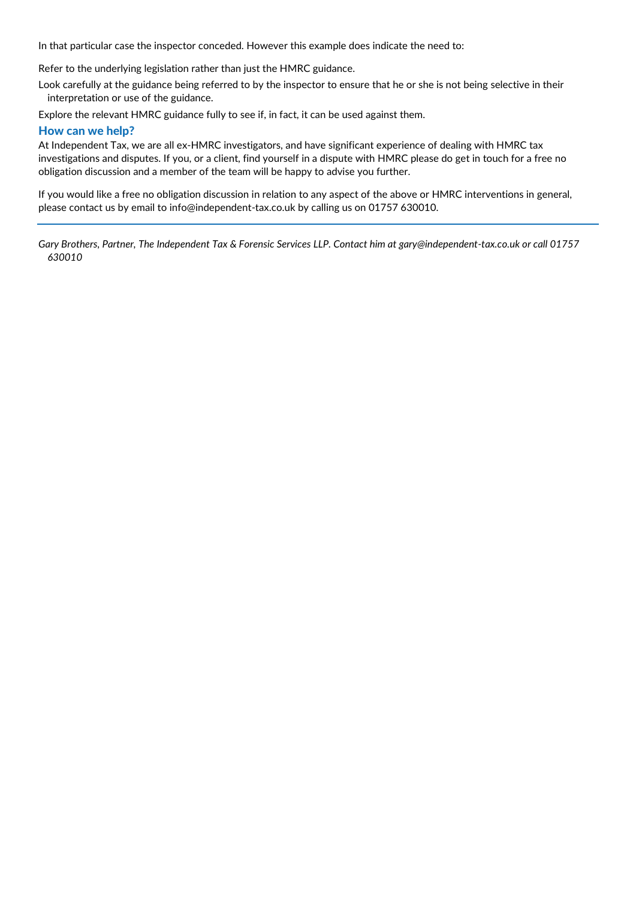In that particular case the inspector conceded. However this example does indicate the need to:

- Refer to the underlying legislation rather than just the HMRC guidance.
- Look carefully at the guidance being referred to by the inspector to ensure that he or she is not being selective in their interpretation or use of the guidance.
- Explore the relevant HMRC guidance fully to see if, in fact, it can be used against them.

## How can we help?

At Independent Tax, we are all ex-HMRC investigators, and have significant experience of dealing with HMRC tax investigations and disputes. If you, or a client, find yourself in a dispute with HMRC please do get in touch for a free no obligation discussion and a member of the team will be happy to advise you further.

If you would like a free no obligation discussion in relation to any aspect of the above or HMRC interventions in general, please contact us by email to info@independent-tax.co.uk by calling us on 01757 630010.

---

*Gary Brothers, Partner, The Independent Tax & Forensic Services LLP. Contact him at gary@independent-tax.co.uk or call 01757 630010*